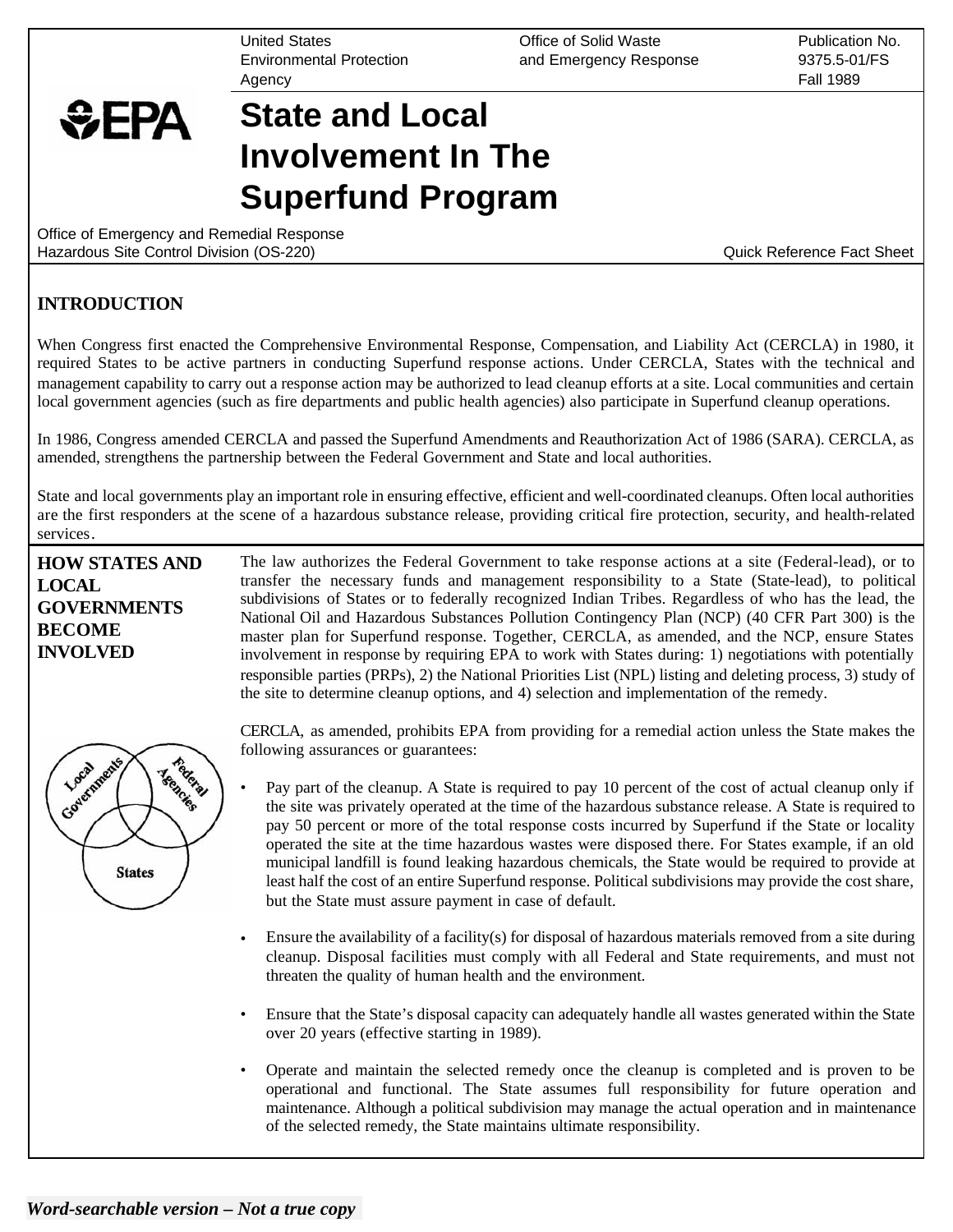United States Environmental Protection Agency | Office of Solid Waste and Emergency Response | Publication No. 9375.5-01/FS Fall 1989

# State and Local Involvement In The Superfund Program

Office of Emergency and Remedial Response
Hazardous Site Control Division (OS-220)

Quick Reference Fact Sheet

## INTRODUCTION

When Congress first enacted the Comprehensive Environmental Response, Compensation, and Liability Act (CERCLA) in 1980, it required States to be active partners in conducting Superfund response actions. Under CERCLA, States with the technical and management capability to carry out a response action may be authorized to lead cleanup efforts at a site. Local communities and certain local government agencies (such as fire departments and public health agencies) also participate in Superfund cleanup operations.

In 1986, Congress amended CERCLA and passed the Superfund Amendments and Reauthorization Act of 1986 (SARA). CERCLA, as amended, strengthens the partnership between the Federal Government and State and local authorities.

State and local governments play an important role in ensuring effective, efficient and well-coordinated cleanups. Often local authorities are the first responders at the scene of a hazardous substance release, providing critical fire protection, security, and health-related services.

## HOW STATES AND LOCAL GOVERNMENTS BECOME INVOLVED

Local Governments

Federal Agencies

States

The law authorizes the Federal Government to take response actions at a site (Federal-lead), or to transfer the necessary funds and management responsibility to a State (State-lead), to political subdivisions of States or to federally recognized Indian Tribes. Regardless of who has the lead, the National Oil and Hazardous Substances Pollution Contingency Plan (NCP) (40 CFR Part 300) is the master plan for Superfund response. Together, CERCLA, as amended, and the NCP, ensure States involvement in response by requiring EPA to work with States during: 1) negotiations with potentially responsible parties (PRPs), 2) the National Priorities List (NPL) listing and deleting process, 3) study of the site to determine cleanup options, and 4) selection and implementation of the remedy.

CERCLA, as amended, prohibits EPA from providing for a remedial action unless the State makes the following assurances or guarantees:

- Pay part of the cleanup. A State is required to pay 10 percent of the cost of actual cleanup only if the site was privately operated at the time of the hazardous substance release. A State is required to pay 50 percent or more of the total response costs incurred by Superfund if the State or locality operated the site at the time hazardous wastes were disposed there. For States example, if an old municipal landfill is found leaking hazardous chemicals, the State would be required to provide at least half the cost of an entire Superfund response. Political subdivisions may provide the cost share, but the State must assure payment in case of default.

- Ensure the availability of a facility(s) for disposal of hazardous materials removed from a site during cleanup. Disposal facilities must comply with all Federal and State requirements, and must not threaten the quality of human health and the environment.

- Ensure that the State's disposal capacity can adequately handle all wastes generated within the State over 20 years (effective starting in 1989).

- Operate and maintain the selected remedy once the cleanup is completed and is proven to be operational and functional. The State assumes full responsibility for future operation and maintenance. Although a political subdivision may manage the actual operation and in maintenance of the selected remedy, the State maintains ultimate responsibility.

*Word-searchable version – Not a true copy*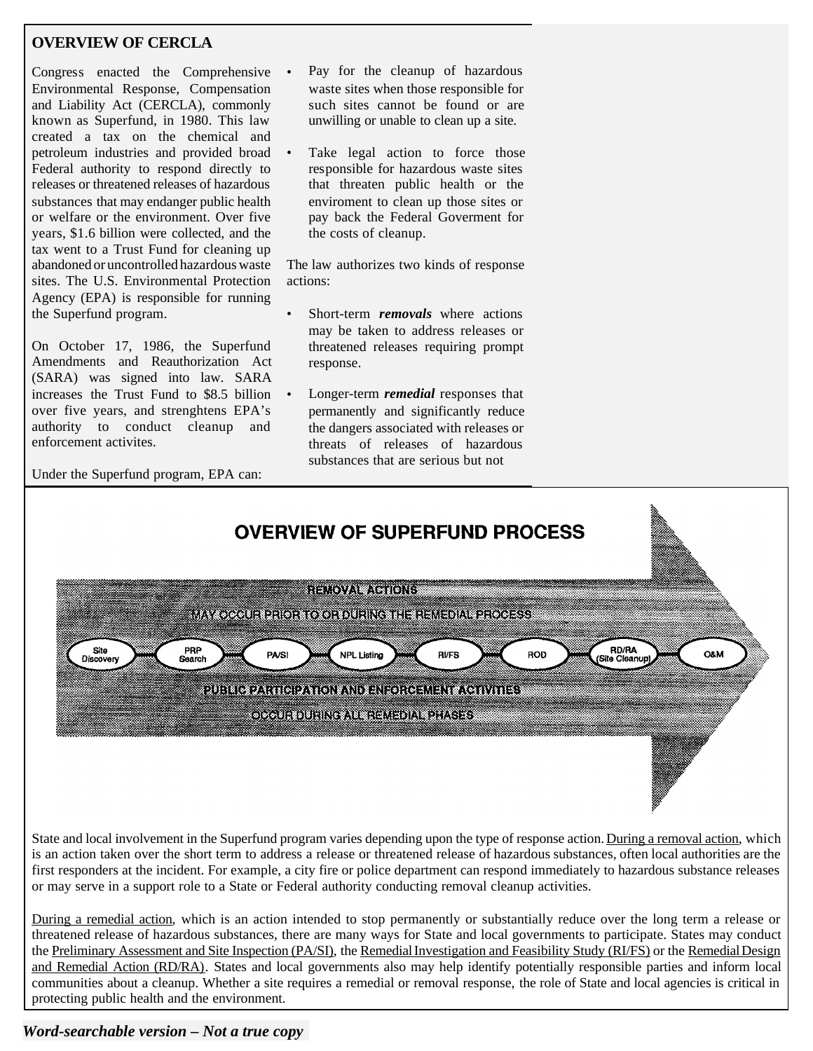## OVERVIEW OF CERCLA

Congress enacted the Comprehensive Environmental Response, Compensation and Liability Act (CERCLA), commonly known as Superfund, in 1980. This law created a tax on the chemical and petroleum industries and provided broad Federal authority to respond directly to releases or threatened releases of hazardous substances that may endanger public health or welfare or the environment. Over five years, $1.6 billion were collected, and the tax went to a Trust Fund for cleaning up abandoned or uncontrolled hazardous waste sites. The U.S. Environmental Protection Agency (EPA) is responsible for running the Superfund program.

On October 17, 1986, the Superfund Amendments and Reauthorization Act (SARA) was signed into law. SARA increases the Trust Fund to $8.5 billion over five years, and strenghtens EPA's authority to conduct cleanup and enforcement activites.

Under the Superfund program, EPA can:

- Pay for the cleanup of hazardous waste sites when those responsible for such sites cannot be found or are unwilling or unable to clean up a site.
- Take legal action to force those responsible for hazardous waste sites that threaten public health or the enviroment to clean up those sites or pay back the Federal Goverment for the costs of cleanup.

The law authorizes two kinds of response actions:

- Short-term ***removals*** where actions may be taken to address releases or threatened releases requiring prompt response.
- Longer-term ***remedial*** responses that permanently and significantly reduce the dangers associated with releases or threats of releases of hazardous substances that are serious but not

**OVERVIEW OF SUPERFUND PROCESS**

REMOVAL ACTIONS

MAY OCCUR PRIOR TO OR DURING THE REMEDIAL PROCESS

Site Discovery — PRP Search — PA/SI — NPL Listing — RI/FS — ROD — RD/RA (Site Cleanup) — O&M

PUBLIC PARTICIPATION AND ENFORCEMENT ACTIVITIES

OCCUR DURING ALL REMEDIAL PHASES

State and local involvement in the Superfund program varies depending upon the type of response action. During a removal action, which is an action taken over the short term to address a release or threatened release of hazardous substances, often local authorities are the first responders at the incident. For example, a city fire or police department can respond immediately to hazardous substance releases or may serve in a support role to a State or Federal authority conducting removal cleanup activities.

During a remedial action, which is an action intended to stop permanently or substantially reduce over the long term a release or threatened release of hazardous substances, there are many ways for State and local governments to participate. States may conduct the Preliminary Assessment and Site Inspection (PA/SI), the Remedial Investigation and Feasibility Study (RI/FS) or the Remedial Design and Remedial Action (RD/RA). States and local governments also may help identify potentially responsible parties and inform local communities about a cleanup. Whether a site requires a remedial or removal response, the role of State and local agencies is critical in protecting public health and the environment.

***Word-searchable version – Not a true copy***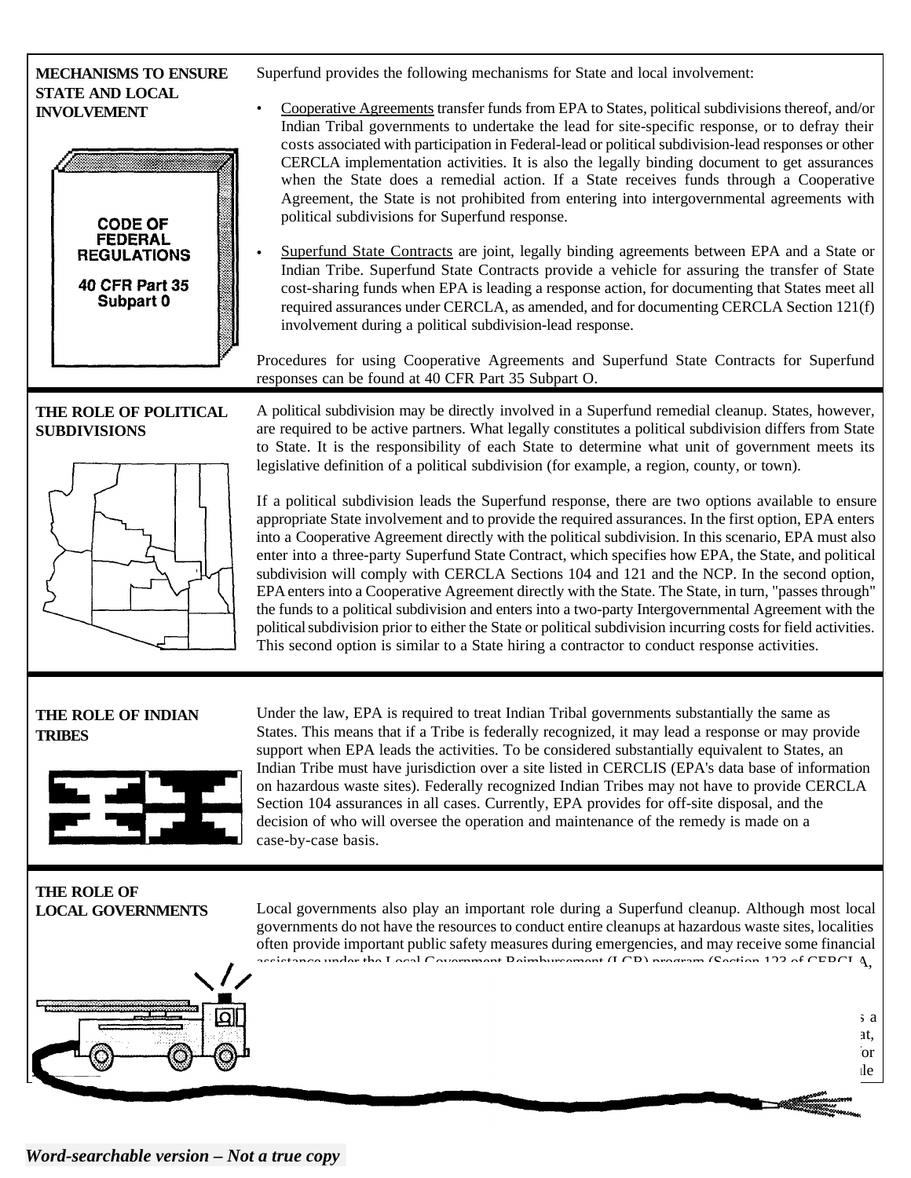## MECHANISMS TO ENSURE STATE AND LOCAL INVOLVEMENT

CODE OF FEDERAL REGULATIONS

40 CFR Part 35 Subpart 0

Superfund provides the following mechanisms for State and local involvement:

- Cooperative Agreements transfer funds from EPA to States, political subdivisions thereof, and/or Indian Tribal governments to undertake the lead for site-specific response, or to defray their costs associated with participation in Federal-lead or political subdivision-lead responses or other CERCLA implementation activities. It is also the legally binding document to get assurances when the State does a remedial action. If a State receives funds through a Cooperative Agreement, the State is not prohibited from entering into intergovernmental agreements with political subdivisions for Superfund response.
- Superfund State Contracts are joint, legally binding agreements between EPA and a State or Indian Tribe. Superfund State Contracts provide a vehicle for assuring the transfer of State cost-sharing funds when EPA is leading a response action, for documenting that States meet all required assurances under CERCLA, as amended, and for documenting CERCLA Section 121(f) involvement during a political subdivision-lead response.

Procedures for using Cooperative Agreements and Superfund State Contracts for Superfund responses can be found at 40 CFR Part 35 Subpart O.

## THE ROLE OF POLITICAL SUBDIVISIONS

A political subdivision may be directly involved in a Superfund remedial cleanup. States, however, are required to be active partners. What legally constitutes a political subdivision differs from State to State. It is the responsibility of each State to determine what unit of government meets its legislative definition of a political subdivision (for example, a region, county, or town).

If a political subdivision leads the Superfund response, there are two options available to ensure appropriate State involvement and to provide the required assurances. In the first option, EPA enters into a Cooperative Agreement directly with the political subdivision. In this scenario, EPA must also enter into a three-party Superfund State Contract, which specifies how EPA, the State, and political subdivision will comply with CERCLA Sections 104 and 121 and the NCP. In the second option, EPA enters into a Cooperative Agreement directly with the State. The State, in turn, "passes through" the funds to a political subdivision and enters into a two-party Intergovernmental Agreement with the political subdivision prior to either the State or political subdivision incurring costs for field activities. This second option is similar to a State hiring a contractor to conduct response activities.

## THE ROLE OF INDIAN TRIBES

Under the law, EPA is required to treat Indian Tribal governments substantially the same as States. This means that if a Tribe is federally recognized, it may lead a response or may provide support when EPA leads the activities. To be considered substantially equivalent to States, an Indian Tribe must have jurisdiction over a site listed in CERCLIS (EPA's data base of information on hazardous waste sites). Federally recognized Indian Tribes may not have to provide CERCLA Section 104 assurances in all cases. Currently, EPA provides for off-site disposal, and the decision of who will oversee the operation and maintenance of the remedy is made on a case-by-case basis.

## THE ROLE OF LOCAL GOVERNMENTS

Local governments also play an important role during a Superfund cleanup. Although most local governments do not have the resources to conduct entire cleanups at hazardous waste sites, localities often provide important public safety measures during emergencies, and may receive some financial assistance under the Local Government Reimbursement (LGR) program (Section 123 of CERCLA,

*Word-searchable version – Not a true copy*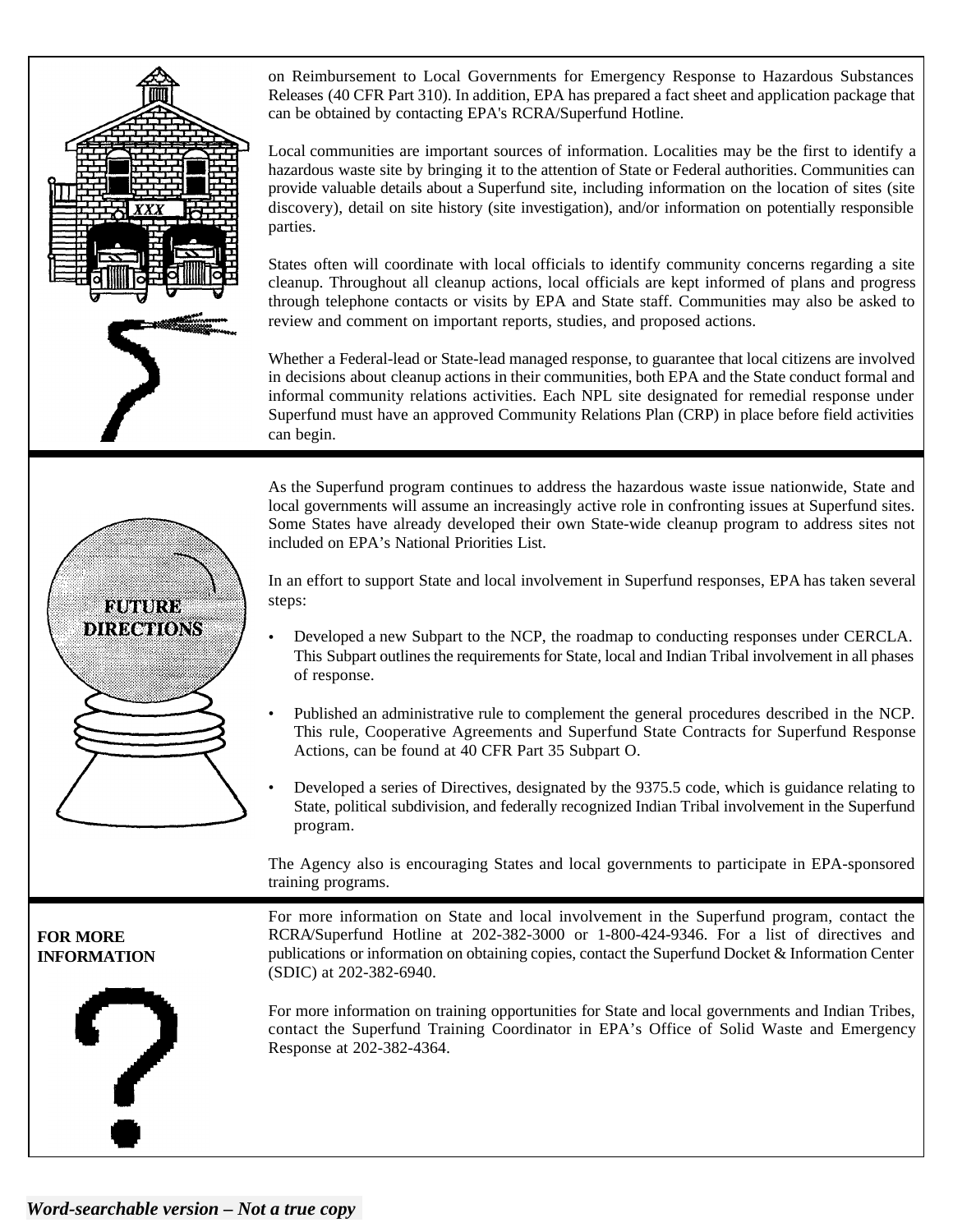on Reimbursement to Local Governments for Emergency Response to Hazardous Substances Releases (40 CFR Part 310). In addition, EPA has prepared a fact sheet and application package that can be obtained by contacting EPA's RCRA/Superfund Hotline.

Local communities are important sources of information. Localities may be the first to identify a hazardous waste site by bringing it to the attention of State or Federal authorities. Communities can provide valuable details about a Superfund site, including information on the location of sites (site discovery), detail on site history (site investigation), and/or information on potentially responsible parties.

States often will coordinate with local officials to identify community concerns regarding a site cleanup. Throughout all cleanup actions, local officials are kept informed of plans and progress through telephone contacts or visits by EPA and State staff. Communities may also be asked to review and comment on important reports, studies, and proposed actions.

Whether a Federal-lead or State-lead managed response, to guarantee that local citizens are involved in decisions about cleanup actions in their communities, both EPA and the State conduct formal and informal community relations activities. Each NPL site designated for remedial response under Superfund must have an approved Community Relations Plan (CRP) in place before field activities can begin.

## FUTURE DIRECTIONS

As the Superfund program continues to address the hazardous waste issue nationwide, State and local governments will assume an increasingly active role in confronting issues at Superfund sites. Some States have already developed their own State-wide cleanup program to address sites not included on EPA's National Priorities List.

In an effort to support State and local involvement in Superfund responses, EPA has taken several steps:

- Developed a new Subpart to the NCP, the roadmap to conducting responses under CERCLA. This Subpart outlines the requirements for State, local and Indian Tribal involvement in all phases of response.
- Published an administrative rule to complement the general procedures described in the NCP. This rule, Cooperative Agreements and Superfund State Contracts for Superfund Response Actions, can be found at 40 CFR Part 35 Subpart O.
- Developed a series of Directives, designated by the 9375.5 code, which is guidance relating to State, political subdivision, and federally recognized Indian Tribal involvement in the Superfund program.

The Agency also is encouraging States and local governments to participate in EPA-sponsored training programs.

## FOR MORE INFORMATION

For more information on State and local involvement in the Superfund program, contact the RCRA/Superfund Hotline at 202-382-3000 or 1-800-424-9346. For a list of directives and publications or information on obtaining copies, contact the Superfund Docket & Information Center (SDIC) at 202-382-6940.

For more information on training opportunities for State and local governments and Indian Tribes, contact the Superfund Training Coordinator in EPA's Office of Solid Waste and Emergency Response at 202-382-4364.

*Word-searchable version – Not a true copy*